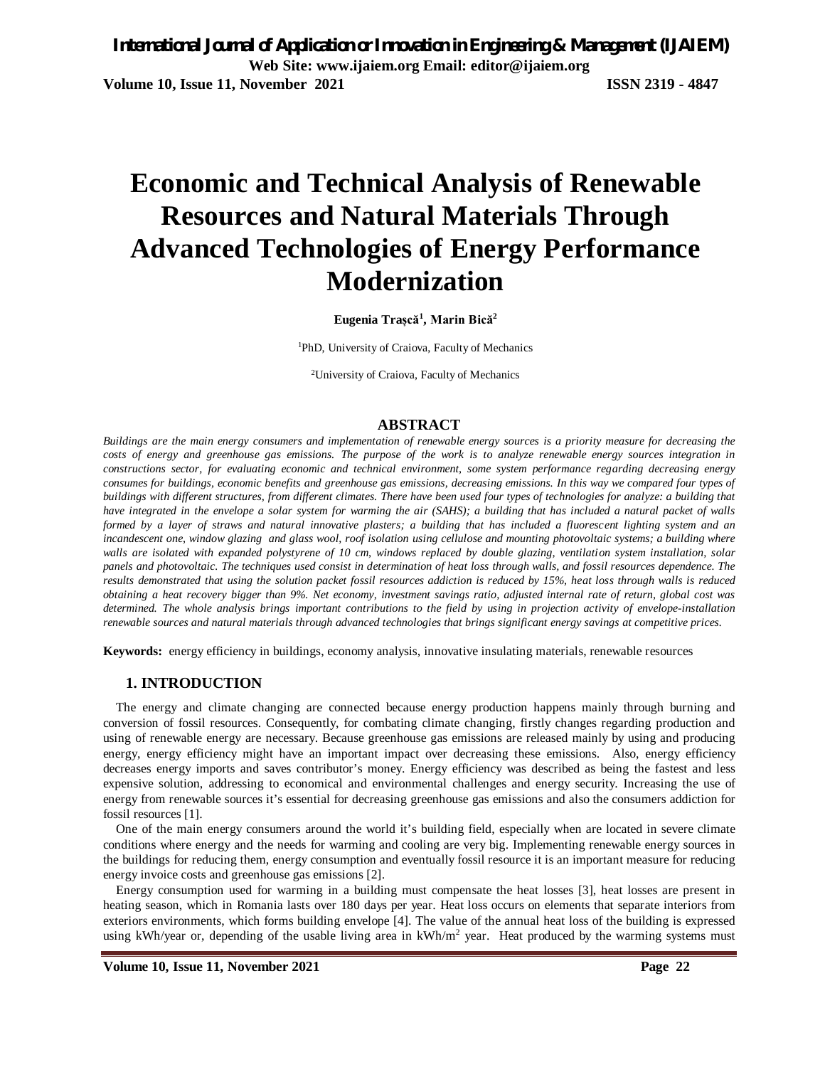# Economic and Technical Analysis of Renewable Resources and Natural Materials Through Advanced Technologies of Energy Performance Modernization

**Eugenia Trașcă[1], Marin Bică[2]**

[1]PhD, University of Craiova, Faculty of Mechanics

[2]University of Craiova, Faculty of Mechanics

## ABSTRACT

*Buildings are the main energy consumers and implementation of renewable energy sources is a priority measure for decreasing the costs of energy and greenhouse gas emissions. The purpose of the work is to analyze renewable energy sources integration in constructions sector, for evaluating economic and technical environment, some system performance regarding decreasing energy consumes for buildings, economic benefits and greenhouse gas emissions, decreasing emissions. In this way we compared four types of buildings with different structures, from different climates. There have been used four types of technologies for analyze: a building that have integrated in the envelope a solar system for warming the air (SAHS); a building that has included a natural packet of walls formed by a layer of straws and natural innovative plasters; a building that has included a fluorescent lighting system and an incandescent one, window glazing and glass wool, roof isolation using cellulose and mounting photovoltaic systems; a building where walls are isolated with expanded polystyrene of 10 cm, windows replaced by double glazing, ventilation system installation, solar panels and photovoltaic. The techniques used consist in determination of heat loss through walls, and fossil resources dependence. The results demonstrated that using the solution packet fossil resources addiction is reduced by 15%, heat loss through walls is reduced obtaining a heat recovery bigger than 9%. Net economy, investment savings ratio, adjusted internal rate of return, global cost was determined. The whole analysis brings important contributions to the field by using in projection activity of envelope-installation renewable sources and natural materials through advanced technologies that brings significant energy savings at competitive prices.*

**Keywords:** energy efficiency in buildings, economy analysis, innovative insulating materials, renewable resources

## 1. INTRODUCTION

The energy and climate changing are connected because energy production happens mainly through burning and conversion of fossil resources. Consequently, for combating climate changing, firstly changes regarding production and using of renewable energy are necessary. Because greenhouse gas emissions are released mainly by using and producing energy, energy efficiency might have an important impact over decreasing these emissions. Also, energy efficiency decreases energy imports and saves contributor's money. Energy efficiency was described as being the fastest and less expensive solution, addressing to economical and environmental challenges and energy security. Increasing the use of energy from renewable sources it's essential for decreasing greenhouse gas emissions and also the consumers addiction for fossil resources [1].

One of the main energy consumers around the world it's building field, especially when are located in severe climate conditions where energy and the needs for warming and cooling are very big. Implementing renewable energy sources in the buildings for reducing them, energy consumption and eventually fossil resource it is an important measure for reducing energy invoice costs and greenhouse gas emissions [2].

Energy consumption used for warming in a building must compensate the heat losses [3], heat losses are present in heating season, which in Romania lasts over 180 days per year. Heat loss occurs on elements that separate interiors from exteriors environments, which forms building envelope [4]. The value of the annual heat loss of the building is expressed using kWh/year or, depending of the usable living area in kWh/m$^2$ year. Heat produced by the warming systems must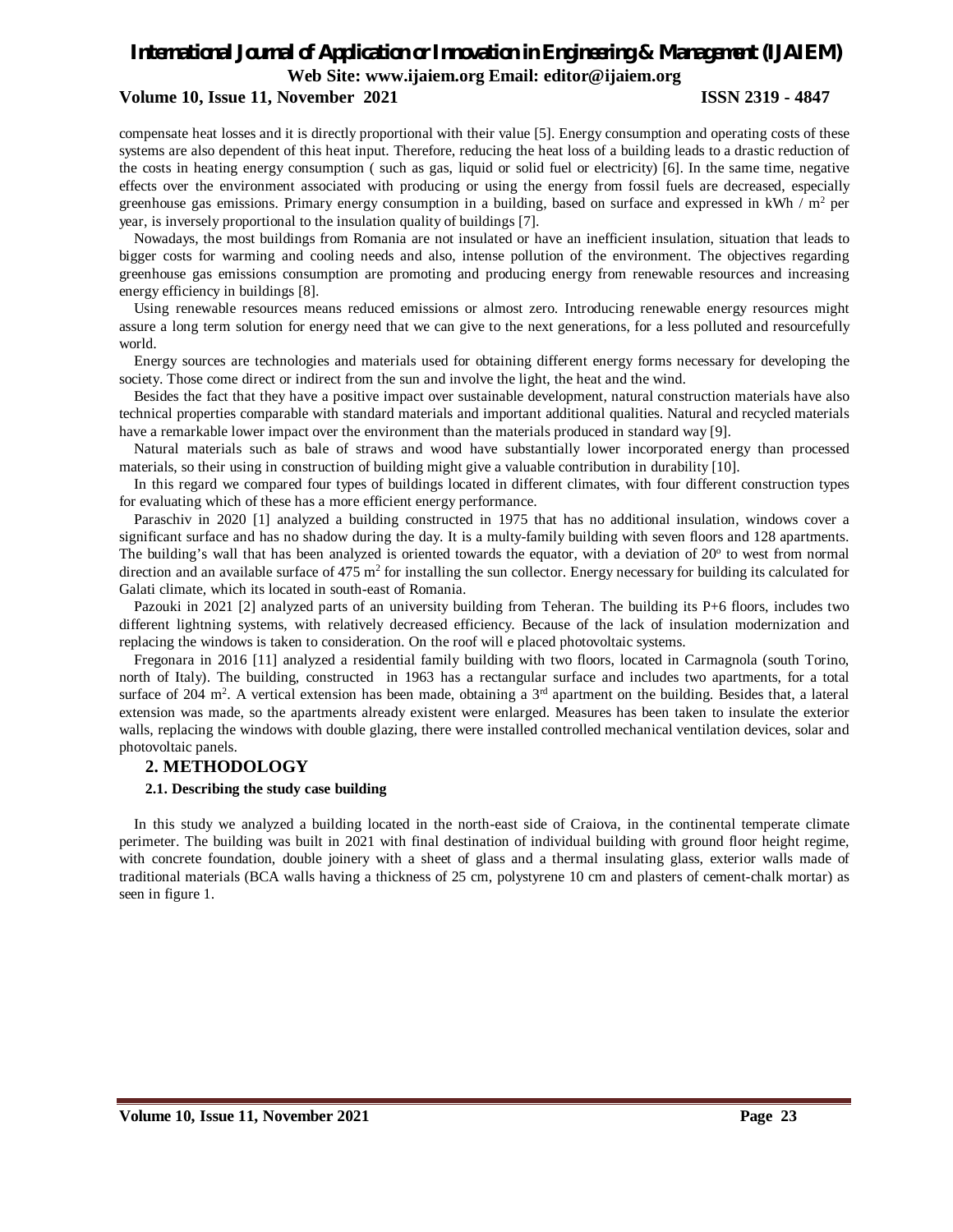compensate heat losses and it is directly proportional with their value [5]. Energy consumption and operating costs of these systems are also dependent of this heat input. Therefore, reducing the heat loss of a building leads to a drastic reduction of the costs in heating energy consumption ( such as gas, liquid or solid fuel or electricity) [6]. In the same time, negative effects over the environment associated with producing or using the energy from fossil fuels are decreased, especially greenhouse gas emissions. Primary energy consumption in a building, based on surface and expressed in kWh / m$^2$ per year, is inversely proportional to the insulation quality of buildings [7].

Nowadays, the most buildings from Romania are not insulated or have an inefficient insulation, situation that leads to bigger costs for warming and cooling needs and also, intense pollution of the environment. The objectives regarding greenhouse gas emissions consumption are promoting and producing energy from renewable resources and increasing energy efficiency in buildings [8].

Using renewable resources means reduced emissions or almost zero. Introducing renewable energy resources might assure a long term solution for energy need that we can give to the next generations, for a less polluted and resourcefully world.

Energy sources are technologies and materials used for obtaining different energy forms necessary for developing the society. Those come direct or indirect from the sun and involve the light, the heat and the wind.

Besides the fact that they have a positive impact over sustainable development, natural construction materials have also technical properties comparable with standard materials and important additional qualities. Natural and recycled materials have a remarkable lower impact over the environment than the materials produced in standard way [9].

Natural materials such as bale of straws and wood have substantially lower incorporated energy than processed materials, so their using in construction of building might give a valuable contribution in durability [10].

In this regard we compared four types of buildings located in different climates, with four different construction types for evaluating which of these has a more efficient energy performance.

Paraschiv in 2020 [1] analyzed a building constructed in 1975 that has no additional insulation, windows cover a significant surface and has no shadow during the day. It is a multy-family building with seven floors and 128 apartments. The building's wall that has been analyzed is oriented towards the equator, with a deviation of 20$^o$ to west from normal direction and an available surface of 475 m$^2$ for installing the sun collector. Energy necessary for building its calculated for Galati climate, which its located in south-east of Romania.

Pazouki in 2021 [2] analyzed parts of an university building from Teheran. The building its P+6 floors, includes two different lightning systems, with relatively decreased efficiency. Because of the lack of insulation modernization and replacing the windows is taken to consideration. On the roof will e placed photovoltaic systems.

Fregonara in 2016 [11] analyzed a residential family building with two floors, located in Carmagnola (south Torino, north of Italy). The building, constructed in 1963 has a rectangular surface and includes two apartments, for a total surface of 204 m$^2$. A vertical extension has been made, obtaining a 3$^{rd}$ apartment on the building. Besides that, a lateral extension was made, so the apartments already existent were enlarged. Measures has been taken to insulate the exterior walls, replacing the windows with double glazing, there were installed controlled mechanical ventilation devices, solar and photovoltaic panels.

## 2. METHODOLOGY

### 2.1. Describing the study case building

In this study we analyzed a building located in the north-east side of Craiova, in the continental temperate climate perimeter. The building was built in 2021 with final destination of individual building with ground floor height regime, with concrete foundation, double joinery with a sheet of glass and a thermal insulating glass, exterior walls made of traditional materials (BCA walls having a thickness of 25 cm, polystyrene 10 cm and plasters of cement-chalk mortar) as seen in figure 1.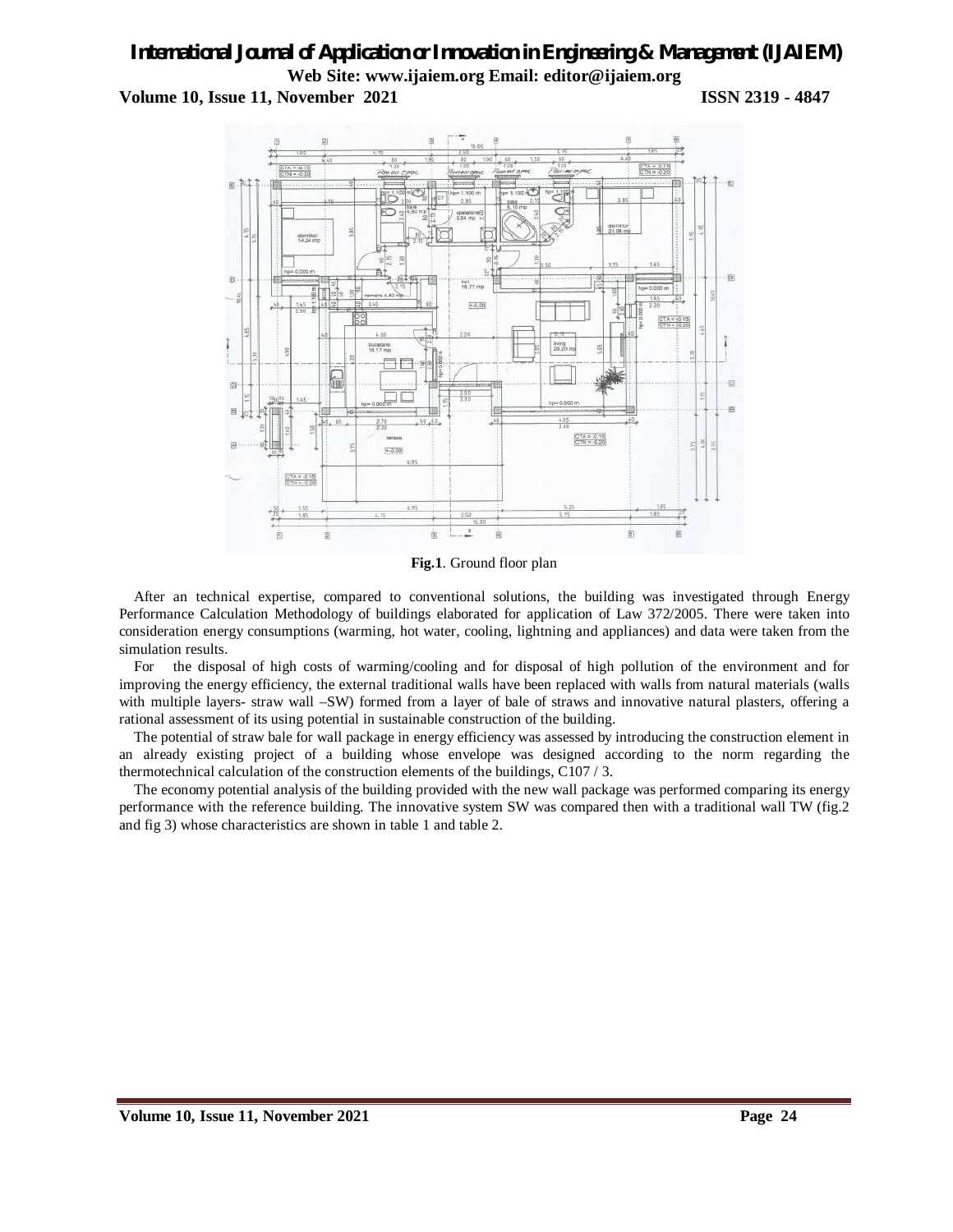**Fig.1**. Ground floor plan

After an technical expertise, compared to conventional solutions, the building was investigated through Energy Performance Calculation Methodology of buildings elaborated for application of Law 372/2005. There were taken into consideration energy consumptions (warming, hot water, cooling, lightning and appliances) and data were taken from the simulation results.

For the disposal of high costs of warming/cooling and for disposal of high pollution of the environment and for improving the energy efficiency, the external traditional walls have been replaced with walls from natural materials (walls with multiple layers- straw wall –SW) formed from a layer of bale of straws and innovative natural plasters, offering a rational assessment of its using potential in sustainable construction of the building.

The potential of straw bale for wall package in energy efficiency was assessed by introducing the construction element in an already existing project of a building whose envelope was designed according to the norm regarding the thermotechnical calculation of the construction elements of the buildings, C107 / 3.

The economy potential analysis of the building provided with the new wall package was performed comparing its energy performance with the reference building. The innovative system SW was compared then with a traditional wall TW (fig.2 and fig 3) whose characteristics are shown in table 1 and table 2.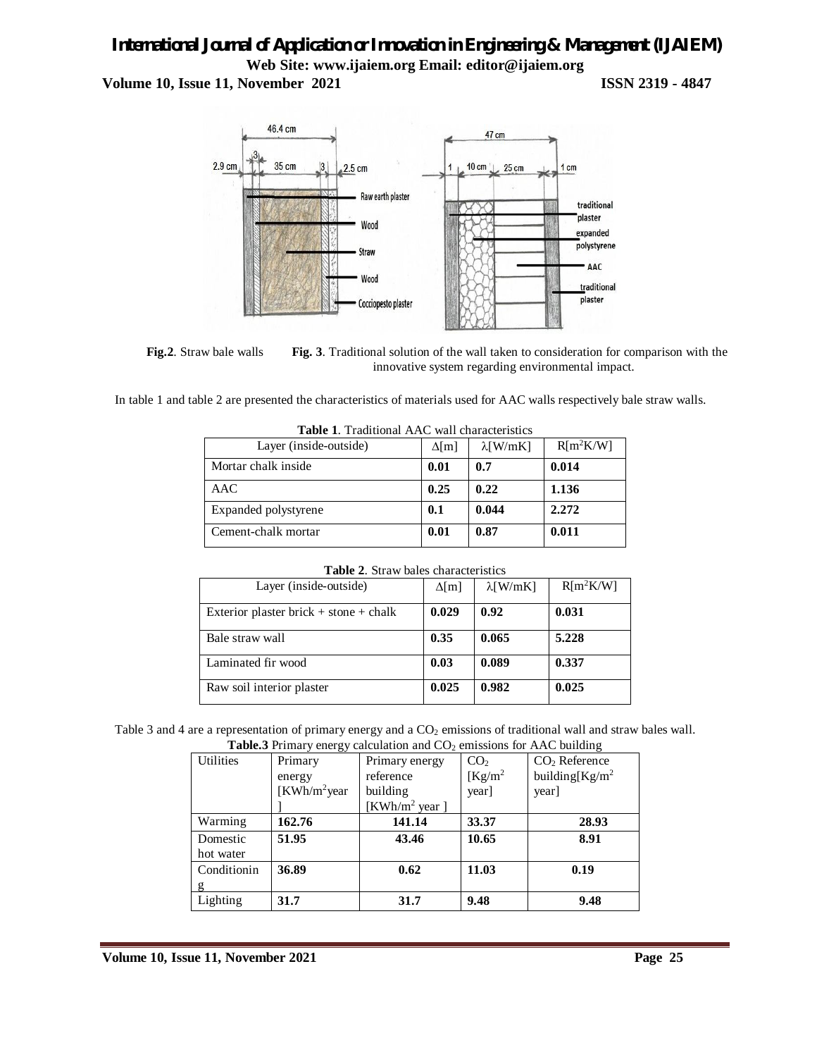**Fig.2**. Straw bale walls **Fig. 3**. Traditional solution of the wall taken to consideration for comparison with the innovative system regarding environmental impact.

In table 1 and table 2 are presented the characteristics of materials used for AAC walls respectively bale straw walls.

**Table 1**. Traditional AAC wall characteristics

| Layer (inside-outside) | Δ[m] | λ[W/mK] | R[m$^2$K/W] |
|---|---|---|---|
| Mortar chalk inside | **0.01** | **0.7** | **0.014** |
| AAC | **0.25** | **0.22** | **1.136** |
| Expanded polystyrene | **0.1** | **0.044** | **2.272** |
| Cement-chalk mortar | **0.01** | **0.87** | **0.011** |

**Table 2**. Straw bales characteristics

| Layer (inside-outside) | Δ[m] | λ[W/mK] | R[m$^2$K/W] |
|---|---|---|---|
| Exterior plaster brick + stone + chalk | **0.029** | **0.92** | **0.031** |
| Bale straw wall | **0.35** | **0.065** | **5.228** |
| Laminated fir wood | **0.03** | **0.089** | **0.337** |
| Raw soil interior plaster | **0.025** | **0.982** | **0.025** |

Table 3 and 4 are a representation of primary energy and a $CO_2$ emissions of traditional wall and straw bales wall.

**Table.3** Primary energy calculation and $CO_2$ emissions for AAC building

| Utilities | Primary energy [KWh/m$^2$year] | Primary energy reference building [KWh/m$^2$ year ] | $CO_2$ [Kg/m$^2$ year] | $CO_2$ Reference building[Kg/m$^2$ year] |
|---|---|---|---|---|
| Warming | **162.76** | **141.14** | **33.37** | **28.93** |
| Domestic hot water | **51.95** | **43.46** | **10.65** | **8.91** |
| Conditioning | **36.89** | **0.62** | **11.03** | **0.19** |
| Lighting | **31.7** | **31.7** | **9.48** | **9.48** |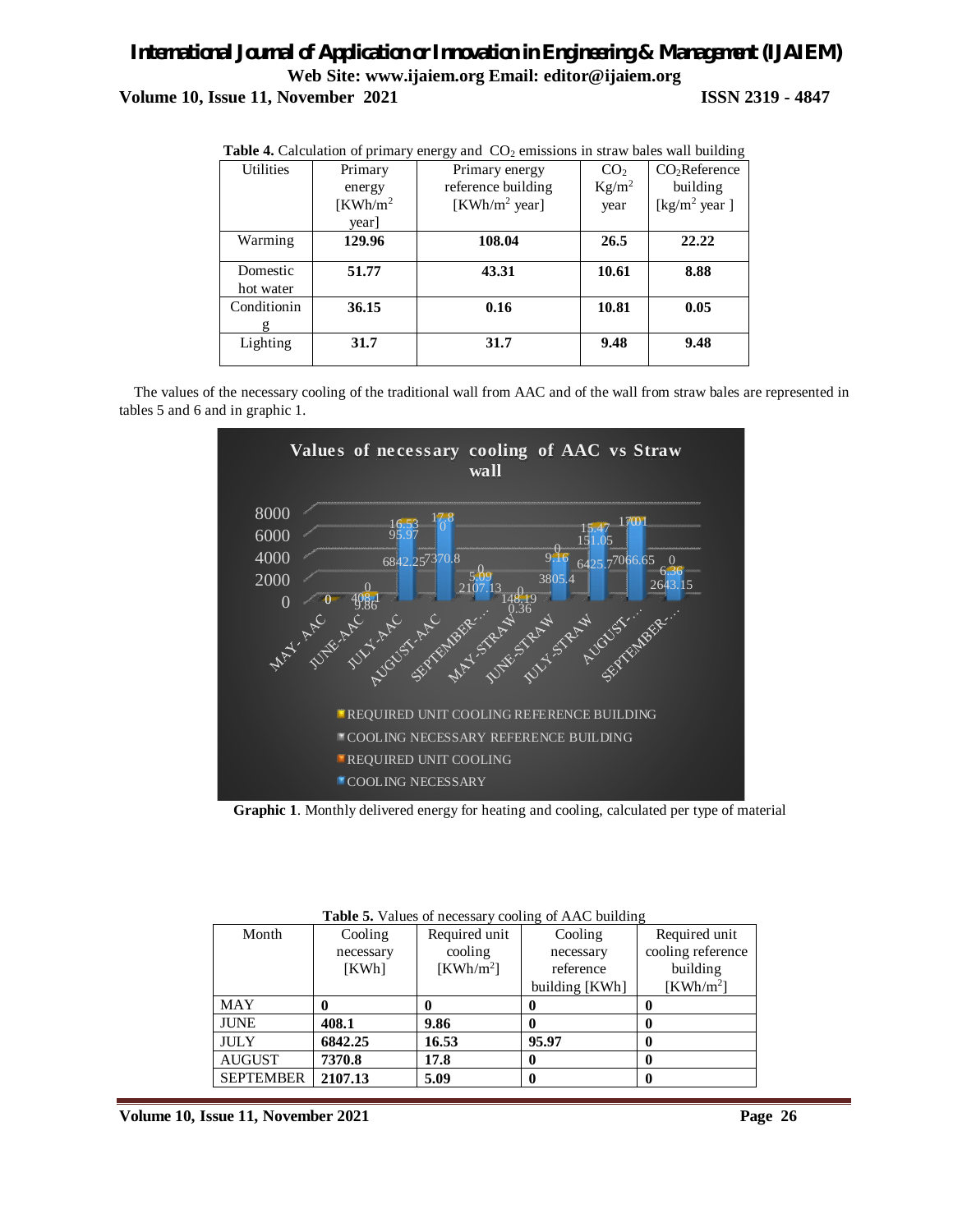**Table 4.** Calculation of primary energy and $CO_2$ emissions in straw bales wall building

| Utilities | Primary energy [KWh/m$^2$ year] | Primary energy reference building [KWh/m$^2$ year] | $CO_2$ Kg/m$^2$ year | $CO_2$Reference building [kg/m$^2$ year ] |
|---|---|---|---|---|
| Warming | **129.96** | **108.04** | **26.5** | **22.22** |
| Domestic hot water | **51.77** | **43.31** | **10.61** | **8.88** |
| Conditioning | **36.15** | **0.16** | **10.81** | **0.05** |
| Lighting | **31.7** | **31.7** | **9.48** | **9.48** |

The values of the necessary cooling of the traditional wall from AAC and of the wall from straw bales are represented in tables 5 and 6 and in graphic 1.

**Graphic 1**. Monthly delivered energy for heating and cooling, calculated per type of material

**Table 5.** Values of necessary cooling of AAC building

| Month | Cooling necessary [KWh] | Required unit cooling [KWh/m$^2$] | Cooling necessary reference building [KWh] | Required unit cooling reference building [KWh/m$^2$] |
|---|---|---|---|---|
| MAY | **0** | **0** | **0** | **0** |
| JUNE | **408.1** | **9.86** | **0** | **0** |
| JULY | **6842.25** | **16.53** | **95.97** | **0** |
| AUGUST | **7370.8** | **17.8** | **0** | **0** |
| SEPTEMBER | **2107.13** | **5.09** | **0** | **0** |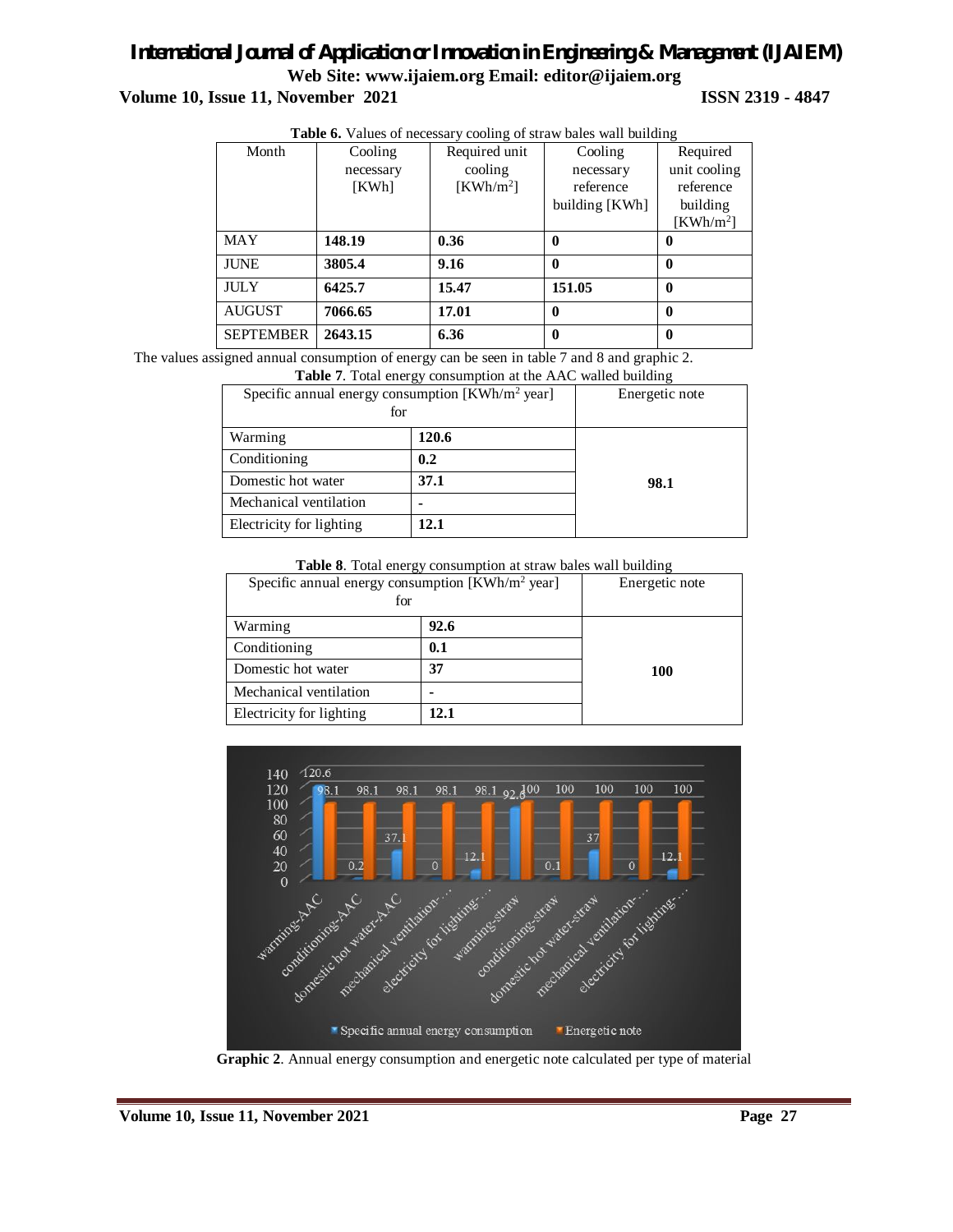**Table 6.** Values of necessary cooling of straw bales wall building

| Month | Cooling necessary [KWh] | Required unit cooling [KWh/m$^2$] | Cooling necessary reference building [KWh] | Required unit cooling reference building [KWh/m$^2$] |
|---|---|---|---|---|
| MAY | **148.19** | **0.36** | **0** | **0** |
| JUNE | **3805.4** | **9.16** | **0** | **0** |
| JULY | **6425.7** | **15.47** | **151.05** | **0** |
| AUGUST | **7066.65** | **17.01** | **0** | **0** |
| SEPTEMBER | **2643.15** | **6.36** | **0** | **0** |

The values assigned annual consumption of energy can be seen in table 7 and 8 and graphic 2.

**Table 7**. Total energy consumption at the AAC walled building

| Specific annual energy consumption [KWh/m$^2$ year] for | | Energetic note |
|---|---|---|
| Warming | **120.6** | **98.1** |
| Conditioning | **0.2** | |
| Domestic hot water | **37.1** | |
| Mechanical ventilation | **-** | |
| Electricity for lighting | **12.1** | |

**Table 8**. Total energy consumption at straw bales wall building

| Specific annual energy consumption [KWh/m$^2$ year] for | | Energetic note |
|---|---|---|
| Warming | **92.6** | **100** |
| Conditioning | **0.1** | |
| Domestic hot water | **37** | |
| Mechanical ventilation | **-** | |
| Electricity for lighting | **12.1** | |

**Graphic 2**. Annual energy consumption and energetic note calculated per type of material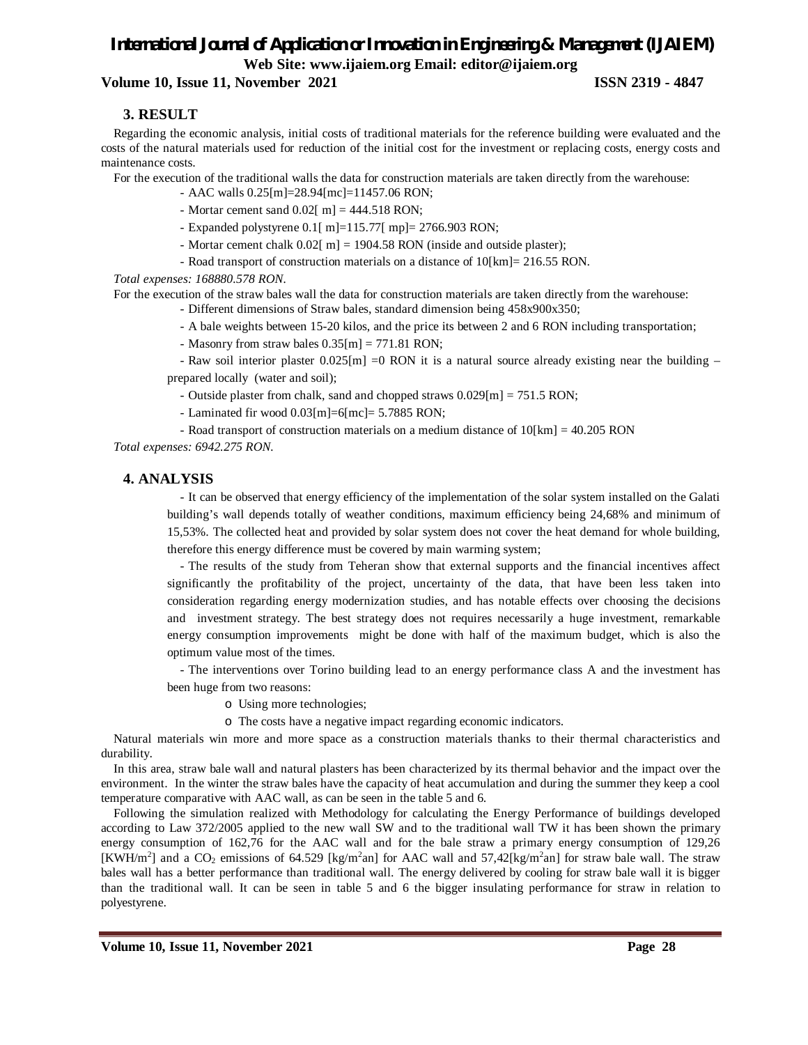## 3. RESULT

Regarding the economic analysis, initial costs of traditional materials for the reference building were evaluated and the costs of the natural materials used for reduction of the initial cost for the investment or replacing costs, energy costs and maintenance costs.

For the execution of the traditional walls the data for construction materials are taken directly from the warehouse:

- AAC walls 0.25[m]=28.94[mc]=11457.06 RON;
- Mortar cement sand 0.02[ m] = 444.518 RON;
- Expanded polystyrene 0.1[ m]=115.77[ mp]= 2766.903 RON;
- Mortar cement chalk 0.02[ m] = 1904.58 RON (inside and outside plaster);
- Road transport of construction materials on a distance of 10[km]= 216.55 RON.

*Total expenses: 168880.578 RON.*

For the execution of the straw bales wall the data for construction materials are taken directly from the warehouse:

- Different dimensions of Straw bales, standard dimension being 458x900x350;
- A bale weights between 15-20 kilos, and the price its between 2 and 6 RON including transportation;
- Masonry from straw bales 0.35[m] = 771.81 RON;
- Raw soil interior plaster 0.025[m] =0 RON it is a natural source already existing near the building – prepared locally (water and soil);
- Outside plaster from chalk, sand and chopped straws 0.029[m] = 751.5 RON;
- Laminated fir wood 0.03[m]=6[mc]= 5.7885 RON;
- Road transport of construction materials on a medium distance of 10[km] = 40.205 RON

*Total expenses: 6942.275 RON.*

## 4. ANALYSIS

- It can be observed that energy efficiency of the implementation of the solar system installed on the Galati building's wall depends totally of weather conditions, maximum efficiency being 24,68% and minimum of 15,53%. The collected heat and provided by solar system does not cover the heat demand for whole building, therefore this energy difference must be covered by main warming system;
- The results of the study from Teheran show that external supports and the financial incentives affect significantly the profitability of the project, uncertainty of the data, that have been less taken into consideration regarding energy modernization studies, and has notable effects over choosing the decisions and investment strategy. The best strategy does not requires necessarily a huge investment, remarkable energy consumption improvements might be done with half of the maximum budget, which is also the optimum value most of the times.
- The interventions over Torino building lead to an energy performance class A and the investment has been huge from two reasons:
  - Using more technologies;
  - The costs have a negative impact regarding economic indicators.

Natural materials win more and more space as a construction materials thanks to their thermal characteristics and durability.

In this area, straw bale wall and natural plasters has been characterized by its thermal behavior and the impact over the environment. In the winter the straw bales have the capacity of heat accumulation and during the summer they keep a cool temperature comparative with AAC wall, as can be seen in the table 5 and 6.

Following the simulation realized with Methodology for calculating the Energy Performance of buildings developed according to Law 372/2005 applied to the new wall SW and to the traditional wall TW it has been shown the primary energy consumption of 162,76 for the AAC wall and for the bale straw a primary energy consumption of 129,26 [KWH/$m^2$] and a $CO_2$ emissions of 64.529 [kg/$m^2$an] for AAC wall and 57,42[kg/$m^2$an] for straw bale wall. The straw bales wall has a better performance than traditional wall. The energy delivered by cooling for straw bale wall it is bigger than the traditional wall. It can be seen in table 5 and 6 the bigger insulating performance for straw in relation to polyestyrene.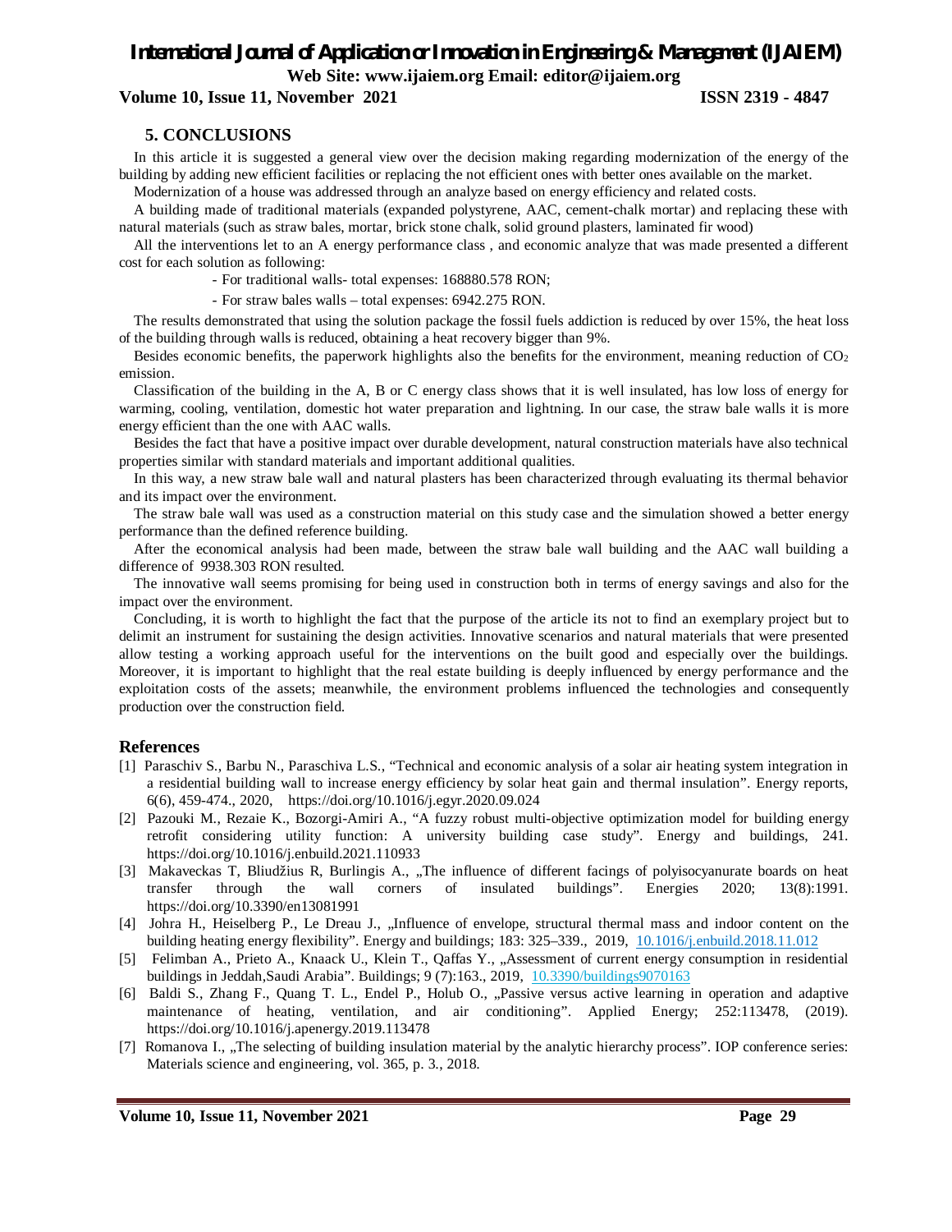## 5. CONCLUSIONS

In this article it is suggested a general view over the decision making regarding modernization of the energy of the building by adding new efficient facilities or replacing the not efficient ones with better ones available on the market.

Modernization of a house was addressed through an analyze based on energy efficiency and related costs.

A building made of traditional materials (expanded polystyrene, AAC, cement-chalk mortar) and replacing these with natural materials (such as straw bales, mortar, brick stone chalk, solid ground plasters, laminated fir wood)

All the interventions let to an A energy performance class , and economic analyze that was made presented a different cost for each solution as following:

- For traditional walls- total expenses: 168880.578 RON;
- For straw bales walls – total expenses: 6942.275 RON.

The results demonstrated that using the solution package the fossil fuels addiction is reduced by over 15%, the heat loss of the building through walls is reduced, obtaining a heat recovery bigger than 9%.

Besides economic benefits, the paperwork highlights also the benefits for the environment, meaning reduction of $CO_2$ emission.

Classification of the building in the A, B or C energy class shows that it is well insulated, has low loss of energy for warming, cooling, ventilation, domestic hot water preparation and lightning. In our case, the straw bale walls it is more energy efficient than the one with AAC walls.

Besides the fact that have a positive impact over durable development, natural construction materials have also technical properties similar with standard materials and important additional qualities.

In this way, a new straw bale wall and natural plasters has been characterized through evaluating its thermal behavior and its impact over the environment.

The straw bale wall was used as a construction material on this study case and the simulation showed a better energy performance than the defined reference building.

After the economical analysis had been made, between the straw bale wall building and the AAC wall building a difference of 9938.303 RON resulted.

The innovative wall seems promising for being used in construction both in terms of energy savings and also for the impact over the environment.

Concluding, it is worth to highlight the fact that the purpose of the article its not to find an exemplary project but to delimit an instrument for sustaining the design activities. Innovative scenarios and natural materials that were presented allow testing a working approach useful for the interventions on the built good and especially over the buildings. Moreover, it is important to highlight that the real estate building is deeply influenced by energy performance and the exploitation costs of the assets; meanwhile, the environment problems influenced the technologies and consequently production over the construction field.

## References

[1] Paraschiv S., Barbu N., Paraschiva L.S., “Technical and economic analysis of a solar air heating system integration in a residential building wall to increase energy efficiency by solar heat gain and thermal insulation”. Energy reports, 6(6), 459-474., 2020, https://doi.org/10.1016/j.egyr.2020.09.024

[2] Pazouki M., Rezaie K., Bozorgi-Amiri A., “A fuzzy robust multi-objective optimization model for building energy retrofit considering utility function: A university building case study”. Energy and buildings, 241. https://doi.org/10.1016/j.enbuild.2021.110933

[3] Makaveckas T, Bliudžius R, Burlingis A., „The influence of different facings of polyisocyanurate boards on heat transfer through the wall corners of insulated buildings”. Energies 2020; 13(8):1991. https://doi.org/10.3390/en13081991

[4] Johra H., Heiselberg P., Le Dreau J., „Influence of envelope, structural thermal mass and indoor content on the building heating energy flexibility”. Energy and buildings; 183: 325–339., 2019, 10.1016/j.enbuild.2018.11.012

[5] Felimban A., Prieto A., Knaack U., Klein T., Qaffas Y., „Assessment of current energy consumption in residential buildings in Jeddah,Saudi Arabia”. Buildings; 9 (7):163., 2019, 10.3390/buildings9070163

[6] Baldi S., Zhang F., Quang T. L., Endel P., Holub O., „Passive versus active learning in operation and adaptive maintenance of heating, ventilation, and air conditioning”. Applied Energy; 252:113478, (2019). https://doi.org/10.1016/j.apenergy.2019.113478

[7] Romanova I., „The selecting of building insulation material by the analytic hierarchy process”. IOP conference series: Materials science and engineering, vol. 365, p. 3., 2018.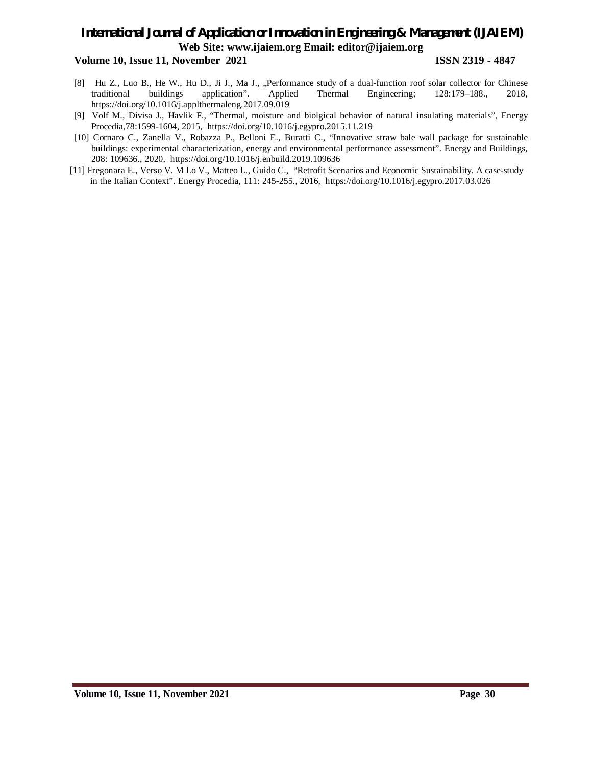[8] Hu Z., Luo B., He W., Hu D., Ji J., Ma J., „Performance study of a dual-function roof solar collector for Chinese traditional buildings application". Applied Thermal Engineering; 128:179–188., 2018, https://doi.org/10.1016/j.applthermaleng.2017.09.019

[9] Volf M., Divisa J., Havlik F., "Thermal, moisture and biolgical behavior of natural insulating materials", Energy Procedia,78:1599-1604, 2015, https://doi.org/10.1016/j.egypro.2015.11.219

[10] Cornaro C., Zanella V., Robazza P., Belloni E., Buratti C., "Innovative straw bale wall package for sustainable buildings: experimental characterization, energy and environmental performance assessment". Energy and Buildings, 208: 109636., 2020, https://doi.org/10.1016/j.enbuild.2019.109636

[11] Fregonara E., Verso V. M Lo V., Matteo L., Guido C., "Retrofit Scenarios and Economic Sustainability. A case-study in the Italian Context". Energy Procedia, 111: 245-255., 2016, https://doi.org/10.1016/j.egypro.2017.03.026